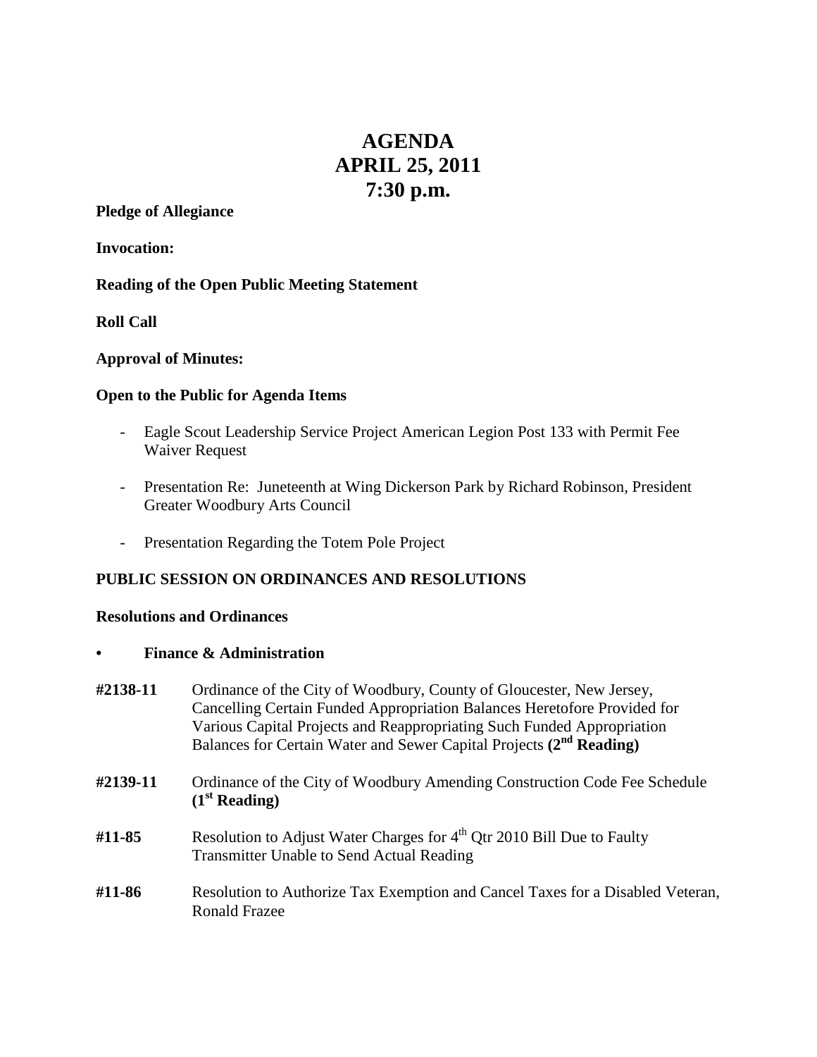# AGENDA
# APRIL 25, 2011
# 7:30 p.m.

**Pledge of Allegiance**

**Invocation:**

**Reading of the Open Public Meeting Statement**

**Roll Call**

**Approval of Minutes:**

**Open to the Public for Agenda Items**

- Eagle Scout Leadership Service Project American Legion Post 133 with Permit Fee Waiver Request

- Presentation Re: Juneteenth at Wing Dickerson Park by Richard Robinson, President Greater Woodbury Arts Council

- Presentation Regarding the Totem Pole Project

**PUBLIC SESSION ON ORDINANCES AND RESOLUTIONS**

**Resolutions and Ordinances**

- **Finance & Administration**

**#2138-11** Ordinance of the City of Woodbury, County of Gloucester, New Jersey, Cancelling Certain Funded Appropriation Balances Heretofore Provided for Various Capital Projects and Reappropriating Such Funded Appropriation Balances for Certain Water and Sewer Capital Projects **(2nd Reading)**

**#2139-11** Ordinance of the City of Woodbury Amending Construction Code Fee Schedule **(1st Reading)**

**#11-85** Resolution to Adjust Water Charges for 4th Qtr 2010 Bill Due to Faulty Transmitter Unable to Send Actual Reading

**#11-86** Resolution to Authorize Tax Exemption and Cancel Taxes for a Disabled Veteran, Ronald Frazee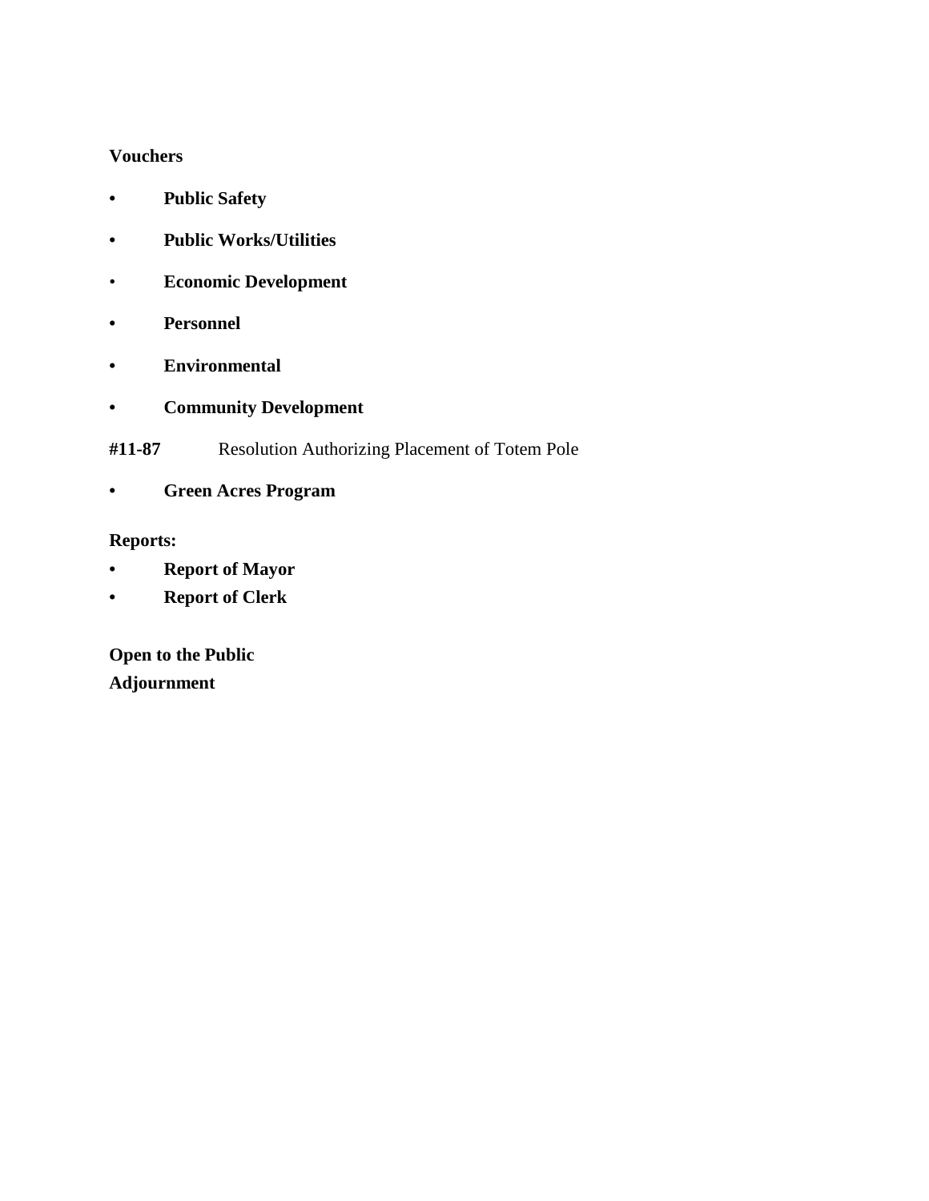**Vouchers**

- **Public Safety**
- **Public Works/Utilities**
- **Economic Development**
- **Personnel**
- **Environmental**
- **Community Development**

**#11-87** Resolution Authorizing Placement of Totem Pole

- **Green Acres Program**

**Reports:**

- **Report of Mayor**
- **Report of Clerk**

**Open to the Public**

**Adjournment**